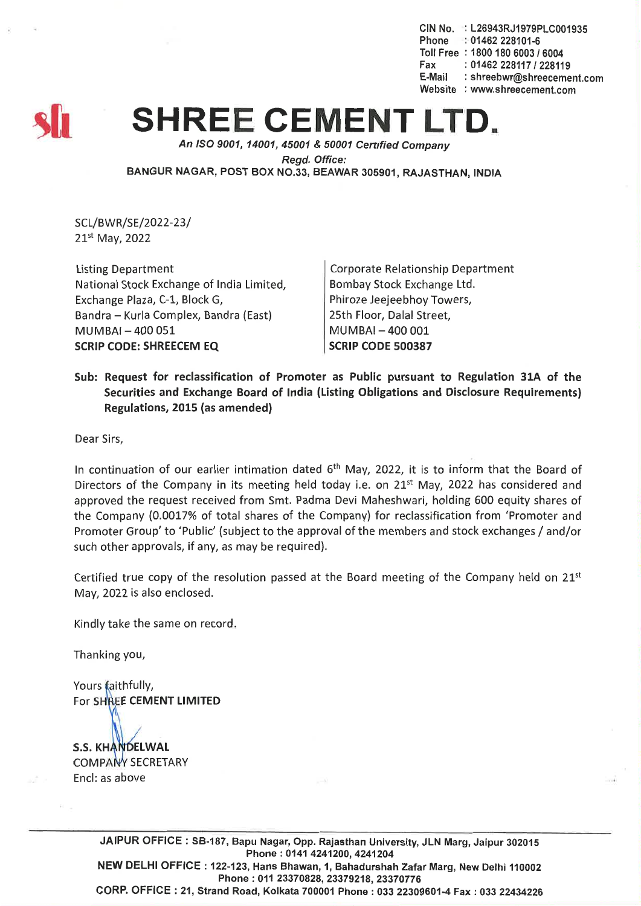CIN No. : L26943RJ1979PLC001935
Phone : 01462 228101-6
Toll Free : 1800 180 6003 / 6004
Fax : 01462 228117 / 228119
E-Mail : shreebwr@shreecement.com
Website : www.shreecement.com

# SHREE CEMENT LTD.

*An ISO 9001, 14001, 45001 & 50001 Certified Company*

*Regd. Office:*
BANGUR NAGAR, POST BOX NO.33, BEAWAR 305901, RAJASTHAN, INDIA

SCL/BWR/SE/2022-23/
21st May, 2022

Listing Department
National Stock Exchange of India Limited,
Exchange Plaza, C-1, Block G,
Bandra – Kurla Complex, Bandra (East)
MUMBAI – 400 051
**SCRIP CODE: SHREECEM EQ**

Corporate Relationship Department
Bombay Stock Exchange Ltd.
Phiroze Jeejeebhoy Towers,
25th Floor, Dalal Street,
MUMBAI – 400 001
**SCRIP CODE 500387**

**Sub: Request for reclassification of Promoter as Public pursuant to Regulation 31A of the Securities and Exchange Board of India (Listing Obligations and Disclosure Requirements) Regulations, 2015 (as amended)**

Dear Sirs,

In continuation of our earlier intimation dated 6th May, 2022, it is to inform that the Board of Directors of the Company in its meeting held today i.e. on 21st May, 2022 has considered and approved the request received from Smt. Padma Devi Maheshwari, holding 600 equity shares of the Company (0.0017% of total shares of the Company) for reclassification from 'Promoter and Promoter Group' to 'Public' (subject to the approval of the members and stock exchanges / and/or such other approvals, if any, as may be required).

Certified true copy of the resolution passed at the Board meeting of the Company held on 21st May, 2022 is also enclosed.

Kindly take the same on record.

Thanking you,

Yours faithfully,
For **SHREE CEMENT LIMITED**

**S.S. KHANDELWAL**
COMPANY SECRETARY
Encl: as above

JAIPUR OFFICE : SB-187, Bapu Nagar, Opp. Rajasthan University, JLN Marg, Jaipur 302015 Phone : 0141 4241200, 4241204
NEW DELHI OFFICE : 122-123, Hans Bhawan, 1, Bahadurshah Zafar Marg, New Delhi 110002 Phone : 011 23370828, 23379218, 23370776
CORP. OFFICE : 21, Strand Road, Kolkata 700001 Phone : 033 22309601-4 Fax : 033 22434226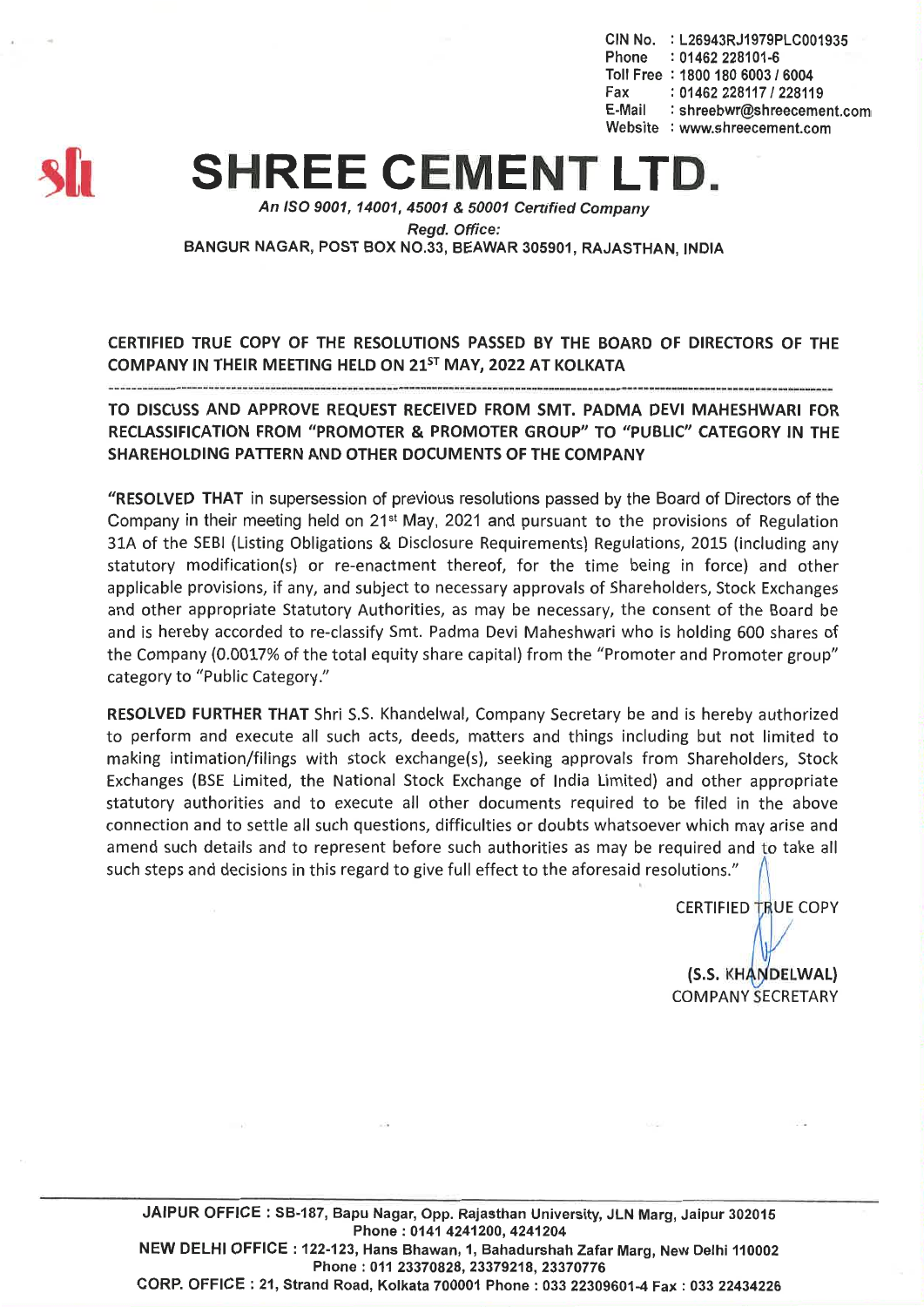CIN No. : L26943RJ1979PLC001935
Phone : 01462 228101-6
Toll Free : 1800 180 6003 / 6004
Fax : 01462 228117 / 228119
E-Mail : shreebwr@shreecement.com
Website : www.shreecement.com

# SHREE CEMENT LTD.

*An ISO 9001, 14001, 45001 & 50001 Certified Company*

*Regd. Office:*

BANGUR NAGAR, POST BOX NO.33, BEAWAR 305901, RAJASTHAN, INDIA

**CERTIFIED TRUE COPY OF THE RESOLUTIONS PASSED BY THE BOARD OF DIRECTORS OF THE COMPANY IN THEIR MEETING HELD ON 21ST MAY, 2022 AT KOLKATA**

---

**TO DISCUSS AND APPROVE REQUEST RECEIVED FROM SMT. PADMA DEVI MAHESHWARI FOR RECLASSIFICATION FROM "PROMOTER & PROMOTER GROUP" TO "PUBLIC" CATEGORY IN THE SHAREHOLDING PATTERN AND OTHER DOCUMENTS OF THE COMPANY**

"**RESOLVED THAT** in supersession of previous resolutions passed by the Board of Directors of the Company in their meeting held on 21st May, 2021 and pursuant to the provisions of Regulation 31A of the SEBI (Listing Obligations & Disclosure Requirements) Regulations, 2015 (including any statutory modification(s) or re-enactment thereof, for the time being in force) and other applicable provisions, if any, and subject to necessary approvals of Shareholders, Stock Exchanges and other appropriate Statutory Authorities, as may be necessary, the consent of the Board be and is hereby accorded to re-classify Smt. Padma Devi Maheshwari who is holding 600 shares of the Company (0.0017% of the total equity share capital) from the "Promoter and Promoter group" category to "Public Category."

**RESOLVED FURTHER THAT** Shri S.S. Khandelwal, Company Secretary be and is hereby authorized to perform and execute all such acts, deeds, matters and things including but not limited to making intimation/filings with stock exchange(s), seeking approvals from Shareholders, Stock Exchanges (BSE Limited, the National Stock Exchange of India Limited) and other appropriate statutory authorities and to execute all other documents required to be filed in the above connection and to settle all such questions, difficulties or doubts whatsoever which may arise and amend such details and to represent before such authorities as may be required and to take all such steps and decisions in this regard to give full effect to the aforesaid resolutions."

CERTIFIED TRUE COPY

**(S.S. KHANDELWAL)**
COMPANY SECRETARY

JAIPUR OFFICE : SB-187, Bapu Nagar, Opp. Rajasthan University, JLN Marg, Jaipur 302015
Phone : 0141 4241200, 4241204
NEW DELHI OFFICE : 122-123, Hans Bhawan, 1, Bahadurshah Zafar Marg, New Delhi 110002
Phone : 011 23370828, 23379218, 23370776
CORP. OFFICE : 21, Strand Road, Kolkata 700001 Phone : 033 22309601-4 Fax : 033 22434226